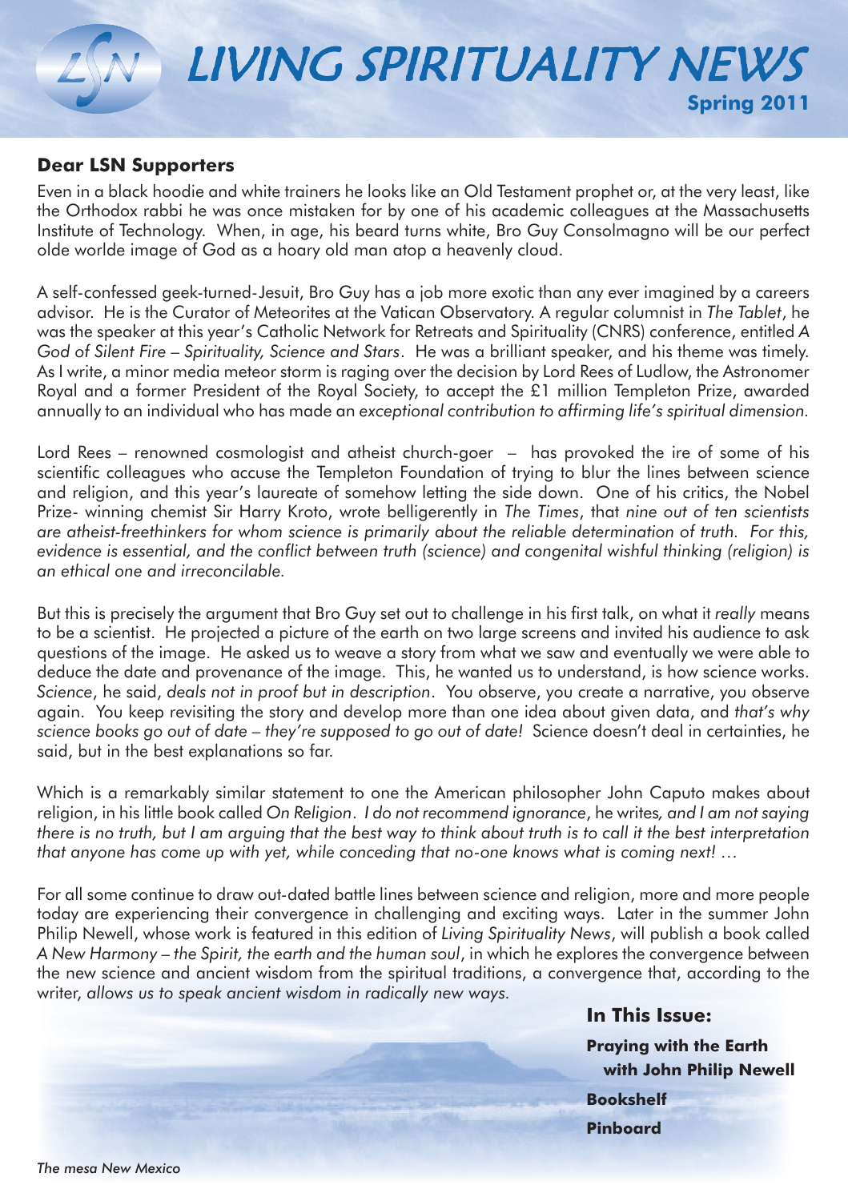# LIVING SPIRITUALITY NEWS

**Spring 2011**

## Dear LSN Supporters

Even in a black hoodie and white trainers he looks like an Old Testament prophet or, at the very least, like the Orthodox rabbi he was once mistaken for by one of his academic colleagues at the Massachusetts Institute of Technology. When, in age, his beard turns white, Bro Guy Consolmagno will be our perfect olde worlde image of God as a hoary old man atop a heavenly cloud.

A self-confessed geek-turned-Jesuit, Bro Guy has a job more exotic than any ever imagined by a careers advisor. He is the Curator of Meteorites at the Vatican Observatory. A regular columnist in *The Tablet*, he was the speaker at this year's Catholic Network for Retreats and Spirituality (CNRS) conference, entitled *A God of Silent Fire – Spirituality, Science and Stars*. He was a brilliant speaker, and his theme was timely. As I write, a minor media meteor storm is raging over the decision by Lord Rees of Ludlow, the Astronomer Royal and a former President of the Royal Society, to accept the £1 million Templeton Prize, awarded annually to an individual who has made an *exceptional contribution to affirming life's spiritual dimension*.

Lord Rees – renowned cosmologist and atheist church-goer – has provoked the ire of some of his scientific colleagues who accuse the Templeton Foundation of trying to blur the lines between science and religion, and this year's laureate of somehow letting the side down. One of his critics, the Nobel Prize- winning chemist Sir Harry Kroto, wrote belligerently in *The Times*, that *nine out of ten scientists are atheist-freethinkers for whom science is primarily about the reliable determination of truth. For this, evidence is essential, and the conflict between truth (science) and congenital wishful thinking (religion) is an ethical one and irreconcilable.*

But this is precisely the argument that Bro Guy set out to challenge in his first talk, on what it *really* means to be a scientist. He projected a picture of the earth on two large screens and invited his audience to ask questions of the image. He asked us to weave a story from what we saw and eventually we were able to deduce the date and provenance of the image. This, he wanted us to understand, is how science works. *Science*, he said, *deals not in proof but in description*. You observe, you create a narrative, you observe again. You keep revisiting the story and develop more than one idea about given data, and *that's why science books go out of date – they're supposed to go out of date!* Science doesn't deal in certainties, he said, but in the best explanations so far.

Which is a remarkably similar statement to one the American philosopher John Caputo makes about religion, in his little book called *On Religion*. *I do not recommend ignorance*, he writes, *and I am not saying there is no truth, but I am arguing that the best way to think about truth is to call it the best interpretation that anyone has come up with yet, while conceding that no-one knows what is coming next!* …

For all some continue to draw out-dated battle lines between science and religion, more and more people today are experiencing their convergence in challenging and exciting ways. Later in the summer John Philip Newell, whose work is featured in this edition of *Living Spirituality News*, will publish a book called *A New Harmony – the Spirit, the earth and the human soul*, in which he explores the convergence between the new science and ancient wisdom from the spiritual traditions, a convergence that, according to the writer, *allows us to speak ancient wisdom in radically new ways.*

### In This Issue:

**Praying with the Earth with John Philip Newell**

**Bookshelf**

**Pinboard**

*The mesa New Mexico*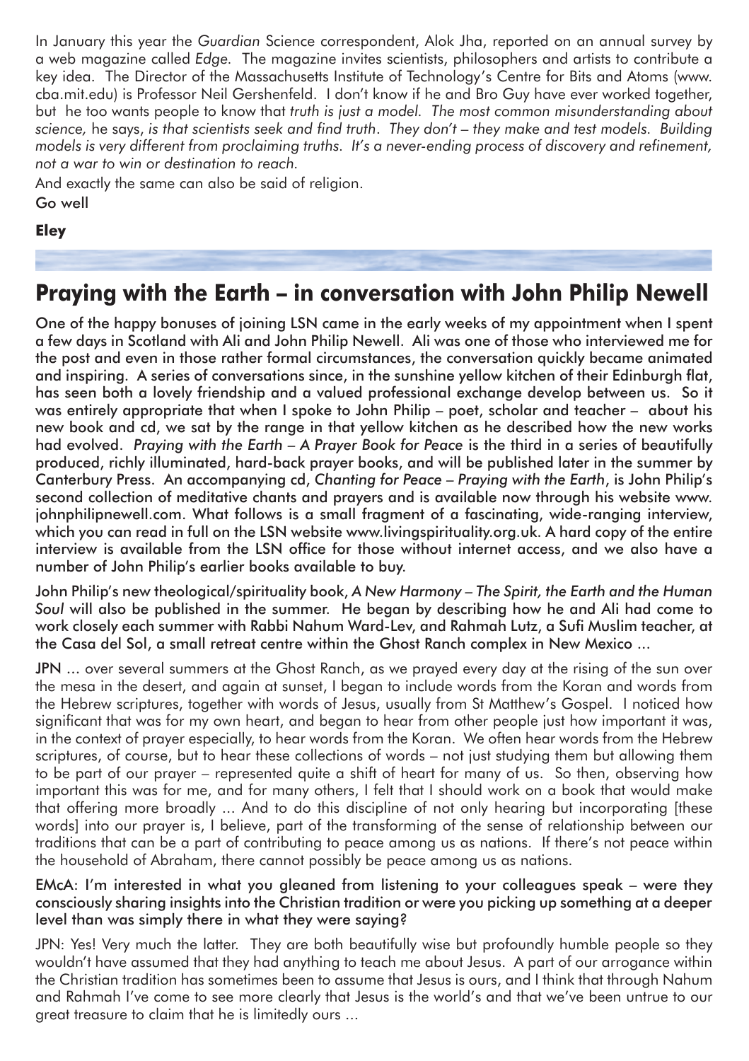In January this year the *Guardian* Science correspondent, Alok Jha, reported on an annual survey by a web magazine called *Edge*. The magazine invites scientists, philosophers and artists to contribute a key idea. The Director of the Massachusetts Institute of Technology's Centre for Bits and Atoms (www.cba.mit.edu) is Professor Neil Gershenfeld. I don't know if he and Bro Guy have ever worked together, but he too wants people to know that *truth is just a model. The most common misunderstanding about science,* he says, *is that scientists seek and find truth. They don't – they make and test models. Building models is very different from proclaiming truths. It's a never-ending process of discovery and refinement, not a war to win or destination to reach.*

And exactly the same can also be said of religion.

Go well

**Eley**

## Praying with the Earth – in conversation with John Philip Newell

One of the happy bonuses of joining LSN came in the early weeks of my appointment when I spent a few days in Scotland with Ali and John Philip Newell. Ali was one of those who interviewed me for the post and even in those rather formal circumstances, the conversation quickly became animated and inspiring. A series of conversations since, in the sunshine yellow kitchen of their Edinburgh flat, has seen both a lovely friendship and a valued professional exchange develop between us. So it was entirely appropriate that when I spoke to John Philip – poet, scholar and teacher – about his new book and cd, we sat by the range in that yellow kitchen as he described how the new works had evolved. *Praying with the Earth – A Prayer Book for Peace* is the third in a series of beautifully produced, richly illuminated, hard-back prayer books, and will be published later in the summer by Canterbury Press. An accompanying cd, *Chanting for Peace – Praying with the Earth*, is John Philip's second collection of meditative chants and prayers and is available now through his website www.johnphilipnewell.com. What follows is a small fragment of a fascinating, wide-ranging interview, which you can read in full on the LSN website www.livingspirituality.org.uk. A hard copy of the entire interview is available from the LSN office for those without internet access, and we also have a number of John Philip's earlier books available to buy.

John Philip's new theological/spirituality book, *A New Harmony – The Spirit, the Earth and the Human Soul* will also be published in the summer. He began by describing how he and Ali had come to work closely each summer with Rabbi Nahum Ward-Lev, and Rahmah Lutz, a Sufi Muslim teacher, at the Casa del Sol, a small retreat centre within the Ghost Ranch complex in New Mexico ...

JPN ... over several summers at the Ghost Ranch, as we prayed every day at the rising of the sun over the mesa in the desert, and again at sunset, I began to include words from the Koran and words from the Hebrew scriptures, together with words of Jesus, usually from St Matthew's Gospel. I noticed how significant that was for my own heart, and began to hear from other people just how important it was, in the context of prayer especially, to hear words from the Koran. We often hear words from the Hebrew scriptures, of course, but to hear these collections of words – not just studying them but allowing them to be part of our prayer – represented quite a shift of heart for many of us. So then, observing how important this was for me, and for many others, I felt that I should work on a book that would make that offering more broadly ... And to do this discipline of not only hearing but incorporating [these words] into our prayer is, I believe, part of the transforming of the sense of relationship between our traditions that can be a part of contributing to peace among us as nations. If there's not peace within the household of Abraham, there cannot possibly be peace among us as nations.

**EMcA: I'm interested in what you gleaned from listening to your colleagues speak – were they consciously sharing insights into the Christian tradition or were you picking up something at a deeper level than was simply there in what they were saying?**

JPN: Yes! Very much the latter. They are both beautifully wise but profoundly humble people so they wouldn't have assumed that they had anything to teach me about Jesus. A part of our arrogance within the Christian tradition has sometimes been to assume that Jesus is ours, and I think that through Nahum and Rahmah I've come to see more clearly that Jesus is the world's and that we've been untrue to our great treasure to claim that he is limitedly ours ...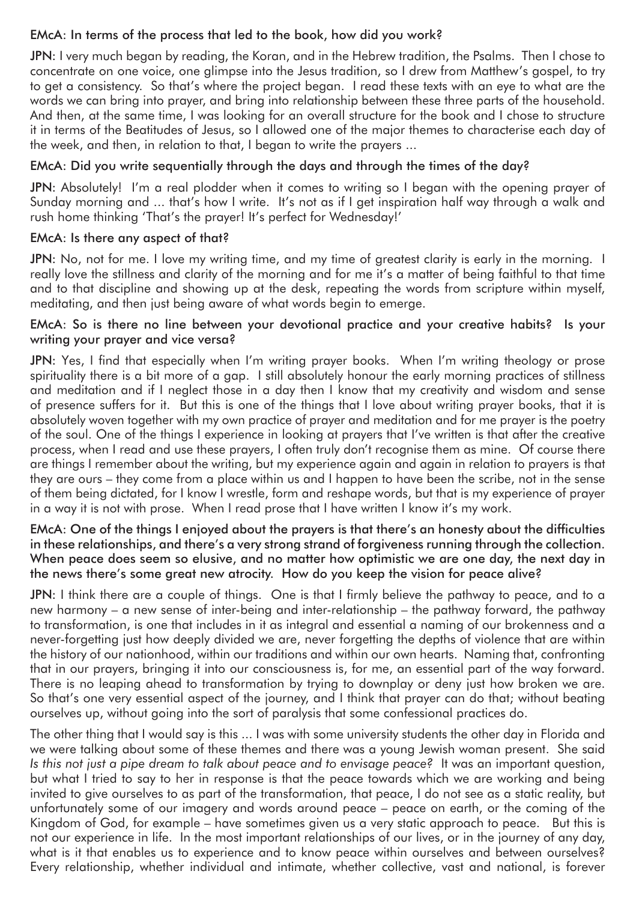**EMcA: In terms of the process that led to the book, how did you work?**

**JPN**: I very much began by reading, the Koran, and in the Hebrew tradition, the Psalms. Then I chose to concentrate on one voice, one glimpse into the Jesus tradition, so I drew from Matthew's gospel, to try to get a consistency. So that's where the project began. I read these texts with an eye to what are the words we can bring into prayer, and bring into relationship between these three parts of the household. And then, at the same time, I was looking for an overall structure for the book and I chose to structure it in terms of the Beatitudes of Jesus, so I allowed one of the major themes to characterise each day of the week, and then, in relation to that, I began to write the prayers ...

**EMcA: Did you write sequentially through the days and through the times of the day?**

**JPN**: Absolutely! I'm a real plodder when it comes to writing so I began with the opening prayer of Sunday morning and ... that's how I write. It's not as if I get inspiration half way through a walk and rush home thinking 'That's the prayer! It's perfect for Wednesday!'

**EMcA: Is there any aspect of that?**

**JPN**: No, not for me. I love my writing time, and my time of greatest clarity is early in the morning. I really love the stillness and clarity of the morning and for me it's a matter of being faithful to that time and to that discipline and showing up at the desk, repeating the words from scripture within myself, meditating, and then just being aware of what words begin to emerge.

**EMcA: So is there no line between your devotional practice and your creative habits? Is your writing your prayer and vice versa?**

**JPN**: Yes, I find that especially when I'm writing prayer books. When I'm writing theology or prose spirituality there is a bit more of a gap. I still absolutely honour the early morning practices of stillness and meditation and if I neglect those in a day then I know that my creativity and wisdom and sense of presence suffers for it. But this is one of the things that I love about writing prayer books, that it is absolutely woven together with my own practice of prayer and meditation and for me prayer is the poetry of the soul. One of the things I experience in looking at prayers that I've written is that after the creative process, when I read and use these prayers, I often truly don't recognise them as mine. Of course there are things I remember about the writing, but my experience again and again in relation to prayers is that they are ours – they come from a place within us and I happen to have been the scribe, not in the sense of them being dictated, for I know I wrestle, form and reshape words, but that is my experience of prayer in a way it is not with prose. When I read prose that I have written I know it's my work.

**EMcA: One of the things I enjoyed about the prayers is that there's an honesty about the difficulties in these relationships, and there's a very strong strand of forgiveness running through the collection. When peace does seem so elusive, and no matter how optimistic we are one day, the next day in the news there's some great new atrocity. How do you keep the vision for peace alive?**

**JPN**: I think there are a couple of things. One is that I firmly believe the pathway to peace, and to a new harmony – a new sense of inter-being and inter-relationship – the pathway forward, the pathway to transformation, is one that includes in it as integral and essential a naming of our brokenness and a never-forgetting just how deeply divided we are, never forgetting the depths of violence that are within the history of our nationhood, within our traditions and within our own hearts. Naming that, confronting that in our prayers, bringing it into our consciousness is, for me, an essential part of the way forward. There is no leaping ahead to transformation by trying to downplay or deny just how broken we are. So that's one very essential aspect of the journey, and I think that prayer can do that; without beating ourselves up, without going into the sort of paralysis that some confessional practices do.

The other thing that I would say is this ... I was with some university students the other day in Florida and we were talking about some of these themes and there was a young Jewish woman present. She said *Is this not just a pipe dream to talk about peace and to envisage peace?* It was an important question, but what I tried to say to her in response is that the peace towards which we are working and being invited to give ourselves to as part of the transformation, that peace, I do not see as a static reality, but unfortunately some of our imagery and words around peace – peace on earth, or the coming of the Kingdom of God, for example – have sometimes given us a very static approach to peace. But this is not our experience in life. In the most important relationships of our lives, or in the journey of any day, what is it that enables us to experience and to know peace within ourselves and between ourselves? Every relationship, whether individual and intimate, whether collective, vast and national, is forever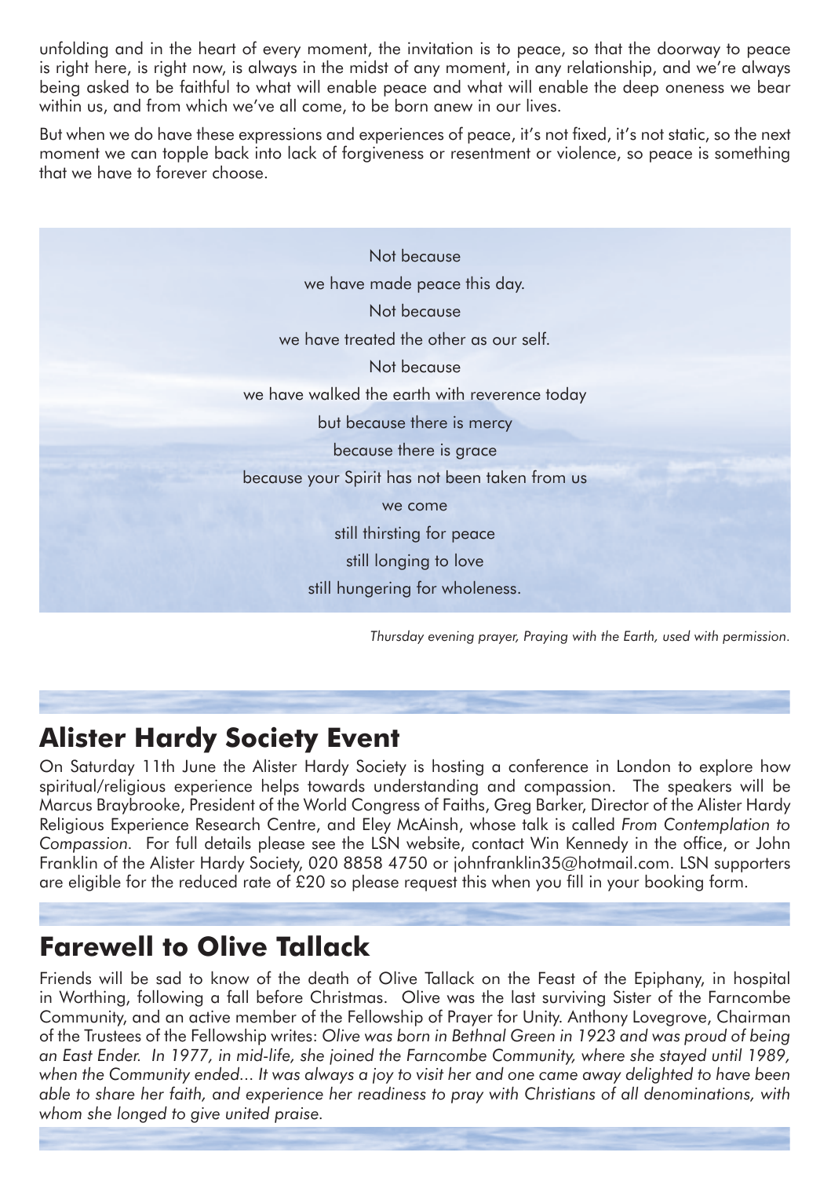unfolding and in the heart of every moment, the invitation is to peace, so that the doorway to peace is right here, is right now, is always in the midst of any moment, in any relationship, and we're always being asked to be faithful to what will enable peace and what will enable the deep oneness we bear within us, and from which we've all come, to be born anew in our lives.

But when we do have these expressions and experiences of peace, it's not fixed, it's not static, so the next moment we can topple back into lack of forgiveness or resentment or violence, so peace is something that we have to forever choose.

Not because
we have made peace this day.
Not because
we have treated the other as our self.
Not because
we have walked the earth with reverence today
but because there is mercy
because there is grace
because your Spirit has not been taken from us
we come
still thirsting for peace
still longing to love
still hungering for wholeness.

*Thursday evening prayer, Praying with the Earth, used with permission.*

## Alister Hardy Society Event

On Saturday 11th June the Alister Hardy Society is hosting a conference in London to explore how spiritual/religious experience helps towards understanding and compassion. The speakers will be Marcus Braybrooke, President of the World Congress of Faiths, Greg Barker, Director of the Alister Hardy Religious Experience Research Centre, and Eley McAinsh, whose talk is called *From Contemplation to Compassion.* For full details please see the LSN website, contact Win Kennedy in the office, or John Franklin of the Alister Hardy Society, 020 8858 4750 or johnfranklin35@hotmail.com. LSN supporters are eligible for the reduced rate of £20 so please request this when you fill in your booking form.

## Farewell to Olive Tallack

Friends will be sad to know of the death of Olive Tallack on the Feast of the Epiphany, in hospital in Worthing, following a fall before Christmas. Olive was the last surviving Sister of the Farncombe Community, and an active member of the Fellowship of Prayer for Unity. Anthony Lovegrove, Chairman of the Trustees of the Fellowship writes: *Olive was born in Bethnal Green in 1923 and was proud of being an East Ender. In 1977, in mid-life, she joined the Farncombe Community, where she stayed until 1989, when the Community ended... It was always a joy to visit her and one came away delighted to have been able to share her faith, and experience her readiness to pray with Christians of all denominations, with whom she longed to give united praise.*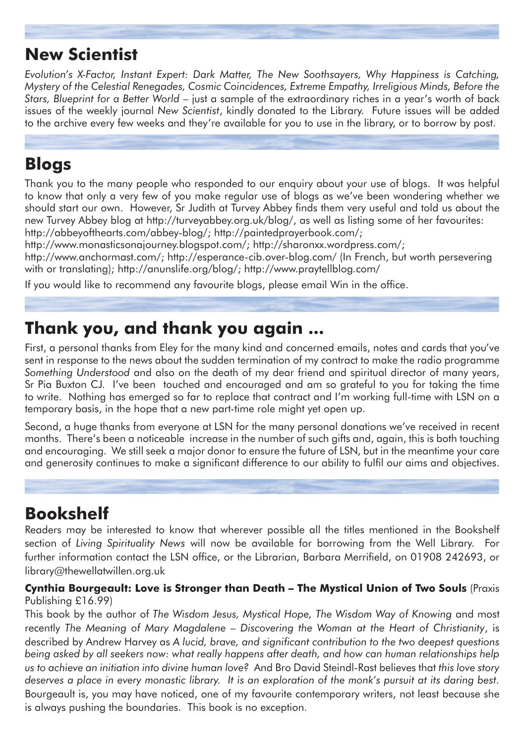## New Scientist

*Evolution's X-Factor, Instant Expert: Dark Matter, The New Soothsayers, Why Happiness is Catching, Mystery of the Celestial Renegades, Cosmic Coincidences, Extreme Empathy, Irreligious Minds, Before the Stars, Blueprint for a Better World* – just a sample of the extraordinary riches in a year's worth of back issues of the weekly journal *New Scientist*, kindly donated to the Library. Future issues will be added to the archive every few weeks and they're available for you to use in the library, or to borrow by post.

## Blogs

Thank you to the many people who responded to our enquiry about your use of blogs. It was helpful to know that only a very few of you make regular use of blogs as we've been wondering whether we should start our own. However, Sr Judith at Turvey Abbey finds them very useful and told us about the new Turvey Abbey blog at http://turveyabbey.org.uk/blog/, as well as listing some of her favourites: http://abbeyofthearts.com/abbey-blog/; http://paintedprayerbook.com/; http://www.monasticsonajourney.blogspot.com/; http://sharonxx.wordpress.com/; http://www.anchormast.com/; http://esperance-cib.over-blog.com/ (In French, but worth persevering with or translating); http://anunslife.org/blog/; http://www.praytellblog.com/

If you would like to recommend any favourite blogs, please email Win in the office.

## Thank you, and thank you again ...

First, a personal thanks from Eley for the many kind and concerned emails, notes and cards that you've sent in response to the news about the sudden termination of my contract to make the radio programme *Something Understood* and also on the death of my dear friend and spiritual director of many years, Sr Pia Buxton CJ. I've been touched and encouraged and am so grateful to you for taking the time to write. Nothing has emerged so far to replace that contract and I'm working full-time with LSN on a temporary basis, in the hope that a new part-time role might yet open up.

Second, a huge thanks from everyone at LSN for the many personal donations we've received in recent months. There's been a noticeable increase in the number of such gifts and, again, this is both touching and encouraging. We still seek a major donor to ensure the future of LSN, but in the meantime your care and generosity continues to make a significant difference to our ability to fulfil our aims and objectives.

## Bookshelf

Readers may be interested to know that wherever possible all the titles mentioned in the Bookshelf section of *Living Spirituality News* will now be available for borrowing from the Well Library. For further information contact the LSN office, or the Librarian, Barbara Merrifield, on 01908 242693, or library@thewellatwillen.org.uk

**Cynthia Bourgeault: Love is Stronger than Death – The Mystical Union of Two Souls** (Praxis Publishing £16.99)

This book by the author of *The Wisdom Jesus, Mystical Hope, The Wisdom Way of Knowing* and most recently *The Meaning of Mary Magdalene – Discovering the Woman at the Heart of Christianity*, is described by Andrew Harvey as *A lucid, brave, and significant contribution to the two deepest questions being asked by all seekers now: what really happens after death, and how can human relationships help us to achieve an initiation into divine human love?* And Bro David Steindl-Rast believes that *this love story deserves a place in every monastic library. It is an exploration of the monk's pursuit at its daring best.* Bourgeault is, you may have noticed, one of my favourite contemporary writers, not least because she is always pushing the boundaries. This book is no exception.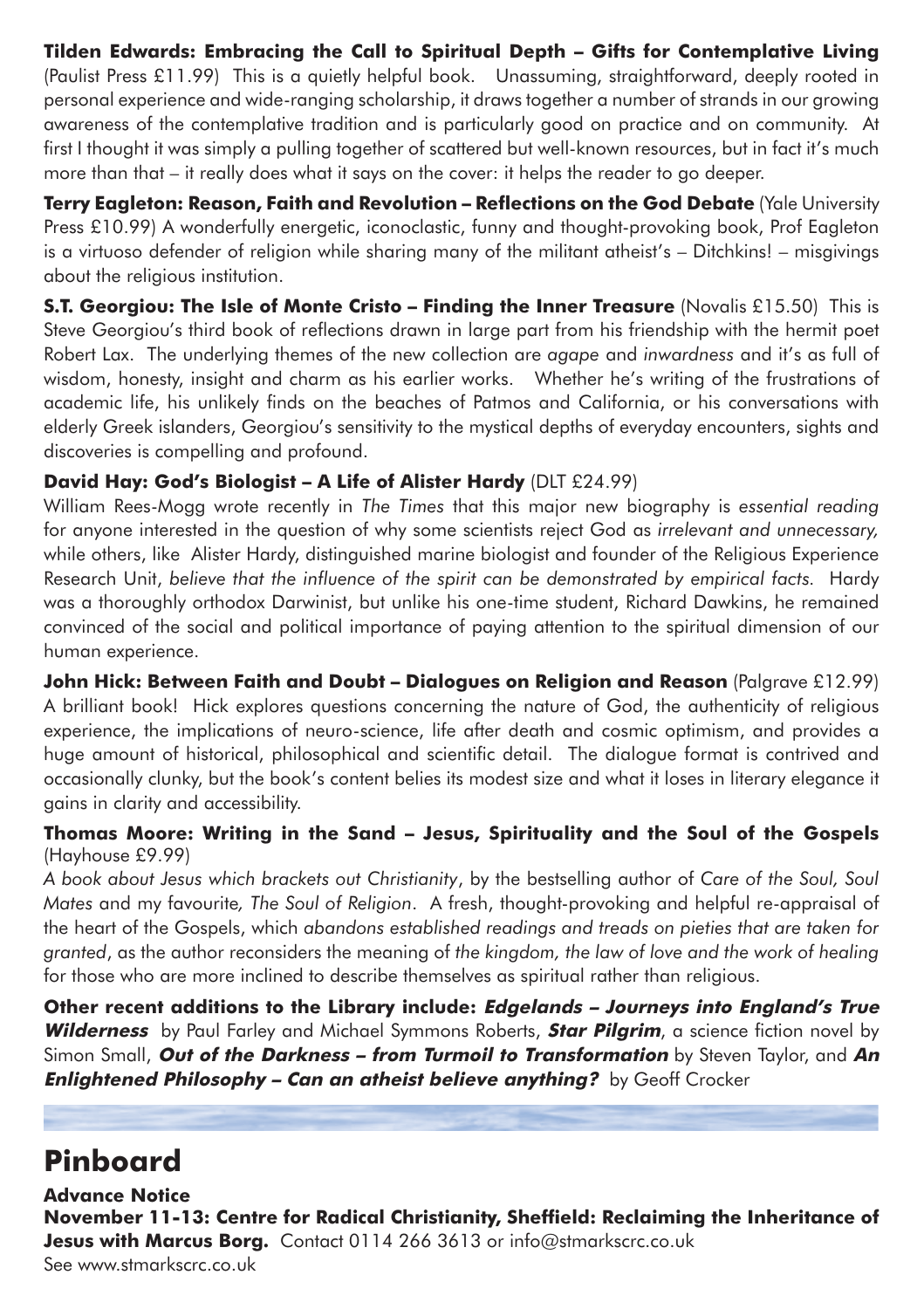**Tilden Edwards: Embracing the Call to Spiritual Depth – Gifts for Contemplative Living** (Paulist Press £11.99) This is a quietly helpful book. Unassuming, straightforward, deeply rooted in personal experience and wide-ranging scholarship, it draws together a number of strands in our growing awareness of the contemplative tradition and is particularly good on practice and on community. At first I thought it was simply a pulling together of scattered but well-known resources, but in fact it's much more than that – it really does what it says on the cover: it helps the reader to go deeper.

**Terry Eagleton: Reason, Faith and Revolution – Reflections on the God Debate** (Yale University Press £10.99) A wonderfully energetic, iconoclastic, funny and thought-provoking book, Prof Eagleton is a virtuoso defender of religion while sharing many of the militant atheist's – Ditchkins! – misgivings about the religious institution.

**S.T. Georgiou: The Isle of Monte Cristo – Finding the Inner Treasure** (Novalis £15.50) This is Steve Georgiou's third book of reflections drawn in large part from his friendship with the hermit poet Robert Lax. The underlying themes of the new collection are *agape* and *inwardness* and it's as full of wisdom, honesty, insight and charm as his earlier works. Whether he's writing of the frustrations of academic life, his unlikely finds on the beaches of Patmos and California, or his conversations with elderly Greek islanders, Georgiou's sensitivity to the mystical depths of everyday encounters, sights and discoveries is compelling and profound.

**David Hay: God's Biologist – A Life of Alister Hardy** (DLT £24.99)
William Rees-Mogg wrote recently in *The Times* that this major new biography is *essential reading* for anyone interested in the question of why some scientists reject God as *irrelevant and unnecessary,* while others, like Alister Hardy, distinguished marine biologist and founder of the Religious Experience Research Unit, *believe that the influence of the spirit can be demonstrated by empirical facts.* Hardy was a thoroughly orthodox Darwinist, but unlike his one-time student, Richard Dawkins, he remained convinced of the social and political importance of paying attention to the spiritual dimension of our human experience.

**John Hick: Between Faith and Doubt – Dialogues on Religion and Reason** (Palgrave £12.99) A brilliant book! Hick explores questions concerning the nature of God, the authenticity of religious experience, the implications of neuro-science, life after death and cosmic optimism, and provides a huge amount of historical, philosophical and scientific detail. The dialogue format is contrived and occasionally clunky, but the book's content belies its modest size and what it loses in literary elegance it gains in clarity and accessibility.

**Thomas Moore: Writing in the Sand – Jesus, Spirituality and the Soul of the Gospels** (Hayhouse £9.99)
*A book about Jesus which brackets out Christianity*, by the bestselling author of *Care of the Soul, Soul Mates* and my favourite*, The Soul of Religion*. A fresh, thought-provoking and helpful re-appraisal of the heart of the Gospels, which *abandons established readings and treads on pieties that are taken for granted*, as the author reconsiders the meaning of *the kingdom, the law of love and the work of healing* for those who are more inclined to describe themselves as spiritual rather than religious.

**Other recent additions to the Library include: *Edgelands – Journeys into England's True Wilderness*** by Paul Farley and Michael Symmons Roberts, ***Star Pilgrim***, a science fiction novel by Simon Small, ***Out of the Darkness – from Turmoil to Transformation*** by Steven Taylor, and ***An Enlightened Philosophy – Can an atheist believe anything?*** by Geoff Crocker

# Pinboard

**Advance Notice**
**November 11-13: Centre for Radical Christianity, Sheffield: Reclaiming the Inheritance of Jesus with Marcus Borg.** Contact 0114 266 3613 or info@stmarkscrc.co.uk
See www.stmarkscrc.co.uk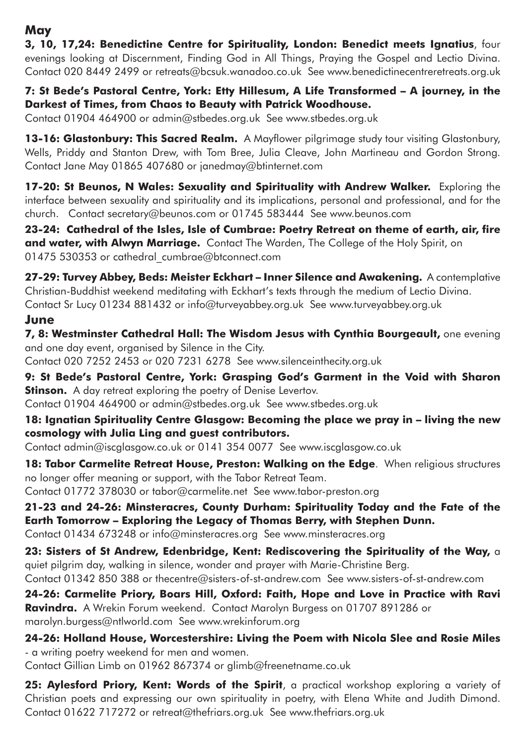## May

**3, 10, 17,24: Benedictine Centre for Spirituality, London: Benedict meets Ignatius**, four evenings looking at Discernment, Finding God in All Things, Praying the Gospel and Lectio Divina. Contact 020 8449 2499 or retreats@bcsuk.wanadoo.co.uk See www.benedictinecentreretreats.org.uk

**7: St Bede's Pastoral Centre, York: Etty Hillesum, A Life Transformed – A journey, in the Darkest of Times, from Chaos to Beauty with Patrick Woodhouse.**
Contact 01904 464900 or admin@stbedes.org.uk See www.stbedes.org.uk

**13-16: Glastonbury: This Sacred Realm.** A Mayflower pilgrimage study tour visiting Glastonbury, Wells, Priddy and Stanton Drew, with Tom Bree, Julia Cleave, John Martineau and Gordon Strong. Contact Jane May 01865 407680 or janedmay@btinternet.com

**17-20: St Beunos, N Wales: Sexuality and Spirituality with Andrew Walker.** Exploring the interface between sexuality and spirituality and its implications, personal and professional, and for the church. Contact secretary@beunos.com or 01745 583444 See www.beunos.com

**23-24: Cathedral of the Isles, Isle of Cumbrae: Poetry Retreat on theme of earth, air, fire and water, with Alwyn Marriage.** Contact The Warden, The College of the Holy Spirit, on 01475 530353 or cathedral_cumbrae@btconnect.com

**27-29: Turvey Abbey, Beds: Meister Eckhart – Inner Silence and Awakening.** A contemplative Christian-Buddhist weekend meditating with Eckhart's texts through the medium of Lectio Divina. Contact Sr Lucy 01234 881432 or info@turveyabbey.org.uk See www.turveyabbey.org.uk

## June

**7, 8: Westminster Cathedral Hall: The Wisdom Jesus with Cynthia Bourgeault,** one evening and one day event, organised by Silence in the City.
Contact 020 7252 2453 or 020 7231 6278 See www.silenceinthecity.org.uk

**9: St Bede's Pastoral Centre, York: Grasping God's Garment in the Void with Sharon Stinson.** A day retreat exploring the poetry of Denise Levertov.
Contact 01904 464900 or admin@stbedes.org.uk See www.stbedes.org.uk

**18: Ignatian Spirituality Centre Glasgow: Becoming the place we pray in – living the new cosmology with Julia Ling and guest contributors.**
Contact admin@iscglasgow.co.uk or 0141 354 0077 See www.iscglasgow.co.uk

**18: Tabor Carmelite Retreat House, Preston: Walking on the Edge**. When religious structures no longer offer meaning or support, with the Tabor Retreat Team.
Contact 01772 378030 or tabor@carmelite.net See www.tabor-preston.org

**21-23 and 24-26: Minsteracres, County Durham: Spirituality Today and the Fate of the Earth Tomorrow – Exploring the Legacy of Thomas Berry, with Stephen Dunn.**
Contact 01434 673248 or info@minsteracres.org See www.minsteracres.org

**23: Sisters of St Andrew, Edenbridge, Kent: Rediscovering the Spirituality of the Way,** a quiet pilgrim day, walking in silence, wonder and prayer with Marie-Christine Berg.
Contact 01342 850 388 or thecentre@sisters-of-st-andrew.com See www.sisters-of-st-andrew.com

**24-26: Carmelite Priory, Boars Hill, Oxford: Faith, Hope and Love in Practice with Ravi Ravindra.** A Wrekin Forum weekend. Contact Marolyn Burgess on 01707 891286 or marolyn.burgess@ntlworld.com See www.wrekinforum.org

**24-26: Holland House, Worcestershire: Living the Poem with Nicola Slee and Rosie Miles** - a writing poetry weekend for men and women.
Contact Gillian Limb on 01962 867374 or glimb@freenetname.co.uk

**25: Aylesford Priory, Kent: Words of the Spirit**, a practical workshop exploring a variety of Christian poets and expressing our own spirituality in poetry, with Elena White and Judith Dimond. Contact 01622 717272 or retreat@thefriars.org.uk See www.thefriars.org.uk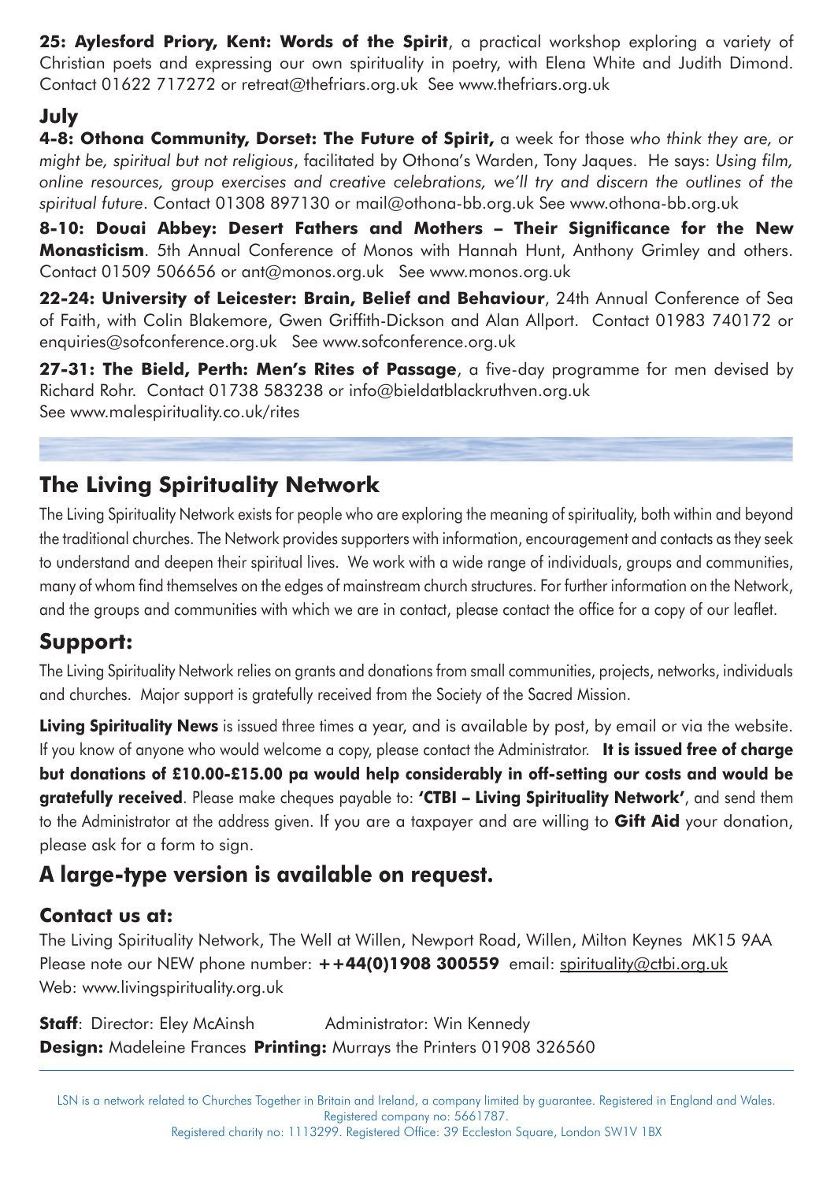**25: Aylesford Priory, Kent: Words of the Spirit**, a practical workshop exploring a variety of Christian poets and expressing our own spirituality in poetry, with Elena White and Judith Dimond. Contact 01622 717272 or retreat@thefriars.org.uk See www.thefriars.org.uk

### July

**4-8: Othona Community, Dorset: The Future of Spirit,** a week for those *who think they are, or might be, spiritual but not religious*, facilitated by Othona's Warden, Tony Jaques. He says: *Using film, online resources, group exercises and creative celebrations, we'll try and discern the outlines of the spiritual future*. Contact 01308 897130 or mail@othona-bb.org.uk See www.othona-bb.org.uk

**8-10: Douai Abbey: Desert Fathers and Mothers – Their Significance for the New Monasticism**. 5th Annual Conference of Monos with Hannah Hunt, Anthony Grimley and others. Contact 01509 506656 or ant@monos.org.uk See www.monos.org.uk

**22-24: University of Leicester: Brain, Belief and Behaviour**, 24th Annual Conference of Sea of Faith, with Colin Blakemore, Gwen Griffith-Dickson and Alan Allport. Contact 01983 740172 or enquiries@sofconference.org.uk See www.sofconference.org.uk

**27-31: The Bield, Perth: Men's Rites of Passage**, a five-day programme for men devised by Richard Rohr. Contact 01738 583238 or info@bieldatblackruthven.org.uk
See www.malespirituality.co.uk/rites

## The Living Spirituality Network

The Living Spirituality Network exists for people who are exploring the meaning of spirituality, both within and beyond the traditional churches. The Network provides supporters with information, encouragement and contacts as they seek to understand and deepen their spiritual lives. We work with a wide range of individuals, groups and communities, many of whom find themselves on the edges of mainstream church structures. For further information on the Network, and the groups and communities with which we are in contact, please contact the office for a copy of our leaflet.

## Support:

The Living Spirituality Network relies on grants and donations from small communities, projects, networks, individuals and churches. Major support is gratefully received from the Society of the Sacred Mission.

**Living Spirituality News** is issued three times a year, and is available by post, by email or via the website. If you know of anyone who would welcome a copy, please contact the Administrator. **It is issued free of charge but donations of £10.00-£15.00 pa would help considerably in off-setting our costs and would be gratefully received**. Please make cheques payable to: **'CTBI – Living Spirituality Network'**, and send them to the Administrator at the address given. If you are a taxpayer and are willing to **Gift Aid** your donation, please ask for a form to sign.

## A large-type version is available on request.

### Contact us at:

The Living Spirituality Network, The Well at Willen, Newport Road, Willen, Milton Keynes MK15 9AA
Please note our NEW phone number: **++44(0)1908 300559** email: spirituality@ctbi.org.uk
Web: www.livingspirituality.org.uk

**Staff**: Director: Eley McAinsh Administrator: Win Kennedy
**Design:** Madeleine Frances **Printing:** Murrays the Printers 01908 326560

LSN is a network related to Churches Together in Britain and Ireland, a company limited by guarantee. Registered in England and Wales. Registered company no: 5661787.
Registered charity no: 1113299. Registered Office: 39 Eccleston Square, London SW1V 1BX